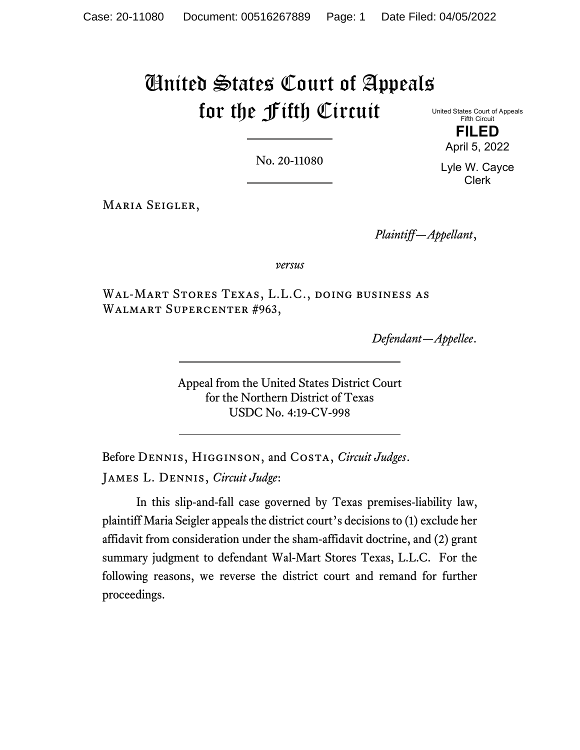# United States Court of Appeals for the Fifth Circuit

United States Court of Appeals
Fifth Circuit

**FILED**

April 5, 2022

Lyle W. Cayce
Clerk

No. 20-11080

Maria Seigler,

*Plaintiff—Appellant*,

*versus*

Wal-Mart Stores Texas, L.L.C., doing business as Walmart Supercenter #963,

*Defendant—Appellee*.

Appeal from the United States District Court
for the Northern District of Texas
USDC No. 4:19-CV-998

Before Dennis, Higginson, and Costa, *Circuit Judges*.

James L. Dennis, *Circuit Judge*:

In this slip-and-fall case governed by Texas premises-liability law, plaintiff Maria Seigler appeals the district court's decisions to (1) exclude her affidavit from consideration under the sham-affidavit doctrine, and (2) grant summary judgment to defendant Wal-Mart Stores Texas, L.L.C. For the following reasons, we reverse the district court and remand for further proceedings.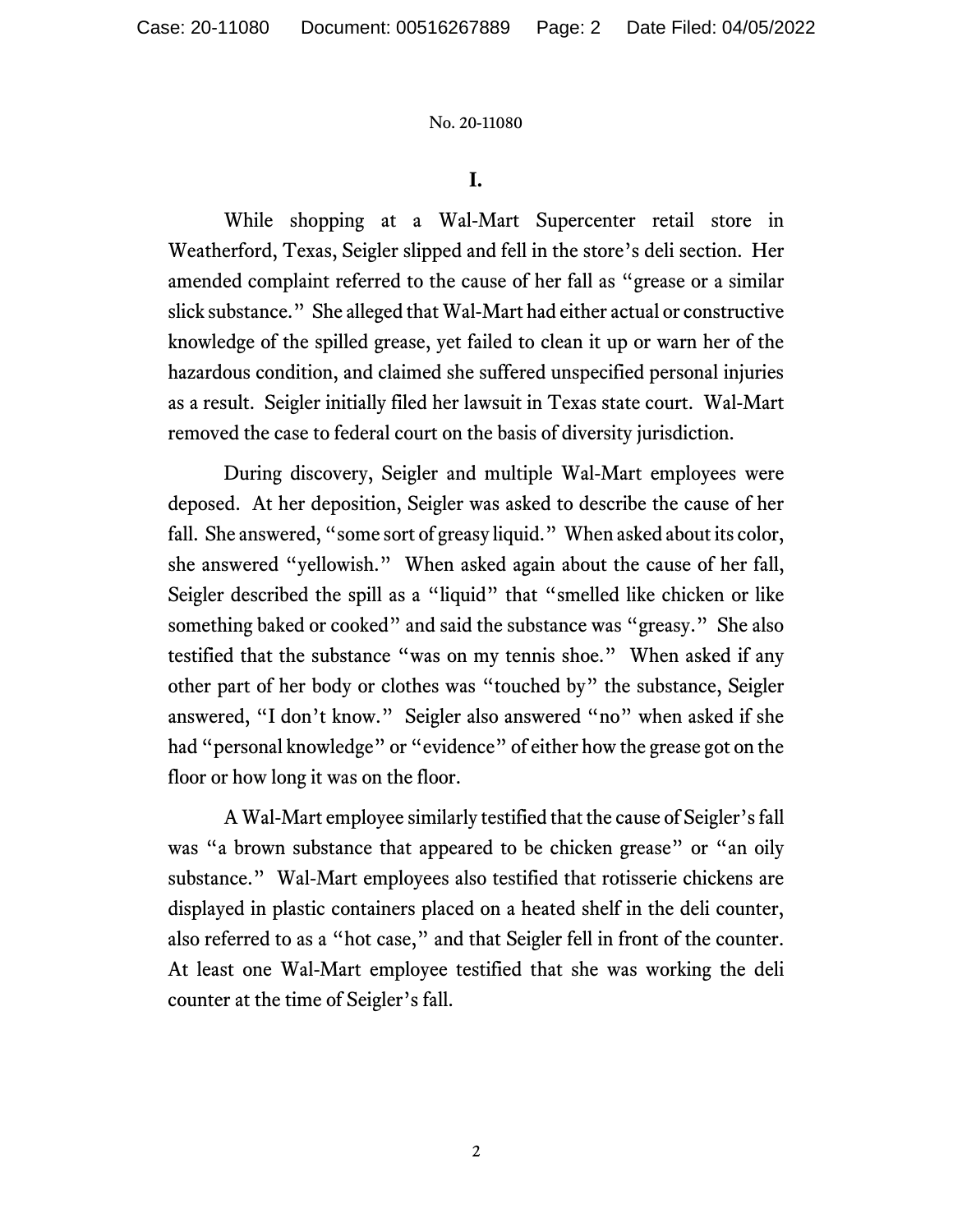## I.

While shopping at a Wal-Mart Supercenter retail store in Weatherford, Texas, Seigler slipped and fell in the store's deli section. Her amended complaint referred to the cause of her fall as "grease or a similar slick substance." She alleged that Wal-Mart had either actual or constructive knowledge of the spilled grease, yet failed to clean it up or warn her of the hazardous condition, and claimed she suffered unspecified personal injuries as a result. Seigler initially filed her lawsuit in Texas state court. Wal-Mart removed the case to federal court on the basis of diversity jurisdiction.

During discovery, Seigler and multiple Wal-Mart employees were deposed. At her deposition, Seigler was asked to describe the cause of her fall. She answered, "some sort of greasy liquid." When asked about its color, she answered "yellowish." When asked again about the cause of her fall, Seigler described the spill as a "liquid" that "smelled like chicken or like something baked or cooked" and said the substance was "greasy." She also testified that the substance "was on my tennis shoe." When asked if any other part of her body or clothes was "touched by" the substance, Seigler answered, "I don't know." Seigler also answered "no" when asked if she had "personal knowledge" or "evidence" of either how the grease got on the floor or how long it was on the floor.

A Wal-Mart employee similarly testified that the cause of Seigler's fall was "a brown substance that appeared to be chicken grease" or "an oily substance." Wal-Mart employees also testified that rotisserie chickens are displayed in plastic containers placed on a heated shelf in the deli counter, also referred to as a "hot case," and that Seigler fell in front of the counter. At least one Wal-Mart employee testified that she was working the deli counter at the time of Seigler's fall.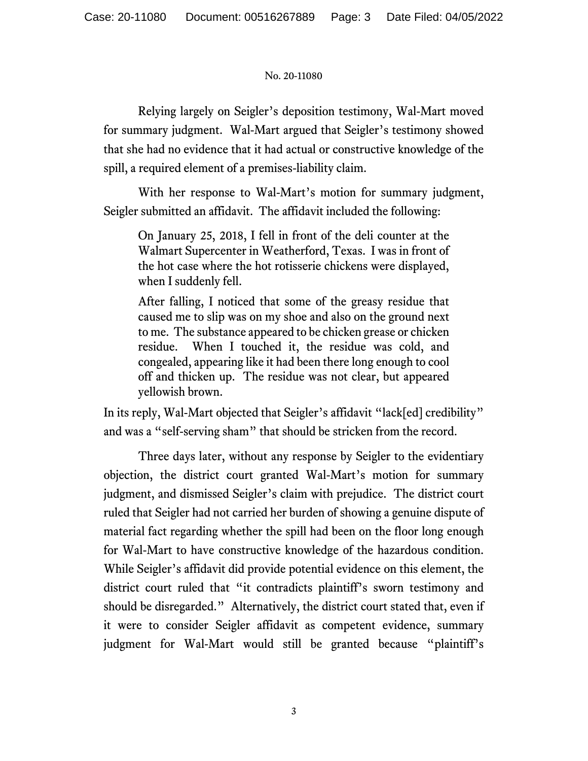Relying largely on Seigler's deposition testimony, Wal-Mart moved for summary judgment. Wal-Mart argued that Seigler's testimony showed that she had no evidence that it had actual or constructive knowledge of the spill, a required element of a premises-liability claim.

With her response to Wal-Mart's motion for summary judgment, Seigler submitted an affidavit. The affidavit included the following:

> On January 25, 2018, I fell in front of the deli counter at the Walmart Supercenter in Weatherford, Texas. I was in front of the hot case where the hot rotisserie chickens were displayed, when I suddenly fell.
>
> After falling, I noticed that some of the greasy residue that caused me to slip was on my shoe and also on the ground next to me. The substance appeared to be chicken grease or chicken residue. When I touched it, the residue was cold, and congealed, appearing like it had been there long enough to cool off and thicken up. The residue was not clear, but appeared yellowish brown.

In its reply, Wal-Mart objected that Seigler's affidavit "lack[ed] credibility" and was a "self-serving sham" that should be stricken from the record.

Three days later, without any response by Seigler to the evidentiary objection, the district court granted Wal-Mart's motion for summary judgment, and dismissed Seigler's claim with prejudice. The district court ruled that Seigler had not carried her burden of showing a genuine dispute of material fact regarding whether the spill had been on the floor long enough for Wal-Mart to have constructive knowledge of the hazardous condition. While Seigler's affidavit did provide potential evidence on this element, the district court ruled that "it contradicts plaintiff's sworn testimony and should be disregarded." Alternatively, the district court stated that, even if it were to consider Seigler affidavit as competent evidence, summary judgment for Wal-Mart would still be granted because "plaintiff's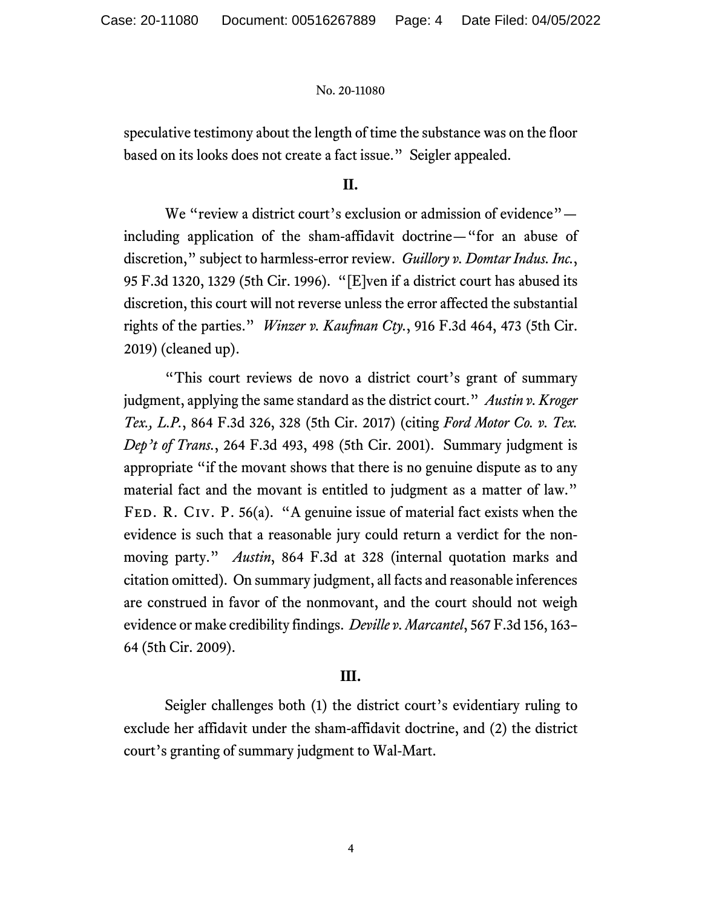speculative testimony about the length of time the substance was on the floor based on its looks does not create a fact issue." Seigler appealed.

## II.

We "review a district court's exclusion or admission of evidence"—including application of the sham-affidavit doctrine—"for an abuse of discretion," subject to harmless-error review. *Guillory v. Domtar Indus. Inc.*, 95 F.3d 1320, 1329 (5th Cir. 1996). "[E]ven if a district court has abused its discretion, this court will not reverse unless the error affected the substantial rights of the parties." *Winzer v. Kaufman Cty.*, 916 F.3d 464, 473 (5th Cir. 2019) (cleaned up).

"This court reviews de novo a district court's grant of summary judgment, applying the same standard as the district court." *Austin v. Kroger Tex., L.P.*, 864 F.3d 326, 328 (5th Cir. 2017) (citing *Ford Motor Co. v. Tex. Dep't of Trans.*, 264 F.3d 493, 498 (5th Cir. 2001). Summary judgment is appropriate "if the movant shows that there is no genuine dispute as to any material fact and the movant is entitled to judgment as a matter of law." Fed. R. Civ. P. 56(a). "A genuine issue of material fact exists when the evidence is such that a reasonable jury could return a verdict for the non-moving party." *Austin*, 864 F.3d at 328 (internal quotation marks and citation omitted). On summary judgment, all facts and reasonable inferences are construed in favor of the nonmovant, and the court should not weigh evidence or make credibility findings. *Deville v. Marcantel*, 567 F.3d 156, 163–64 (5th Cir. 2009).

## III.

Seigler challenges both (1) the district court's evidentiary ruling to exclude her affidavit under the sham-affidavit doctrine, and (2) the district court's granting of summary judgment to Wal-Mart.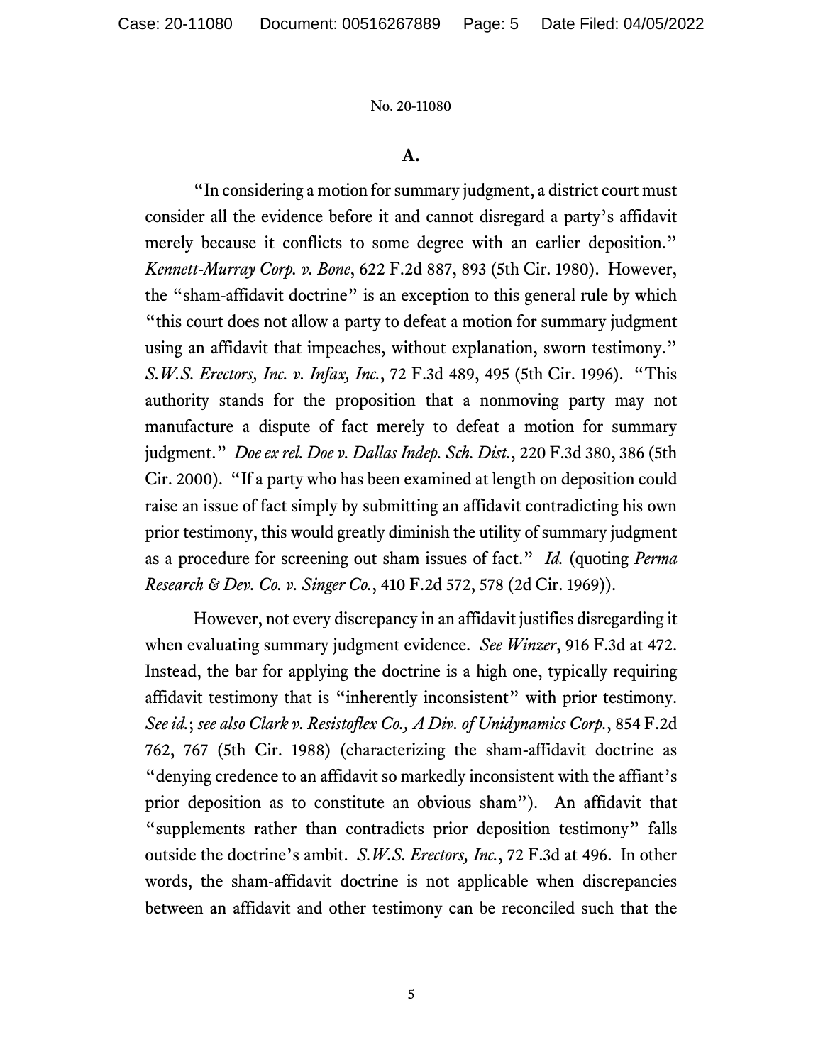**A.**

"In considering a motion for summary judgment, a district court must consider all the evidence before it and cannot disregard a party's affidavit merely because it conflicts to some degree with an earlier deposition." *Kennett-Murray Corp. v. Bone*, 622 F.2d 887, 893 (5th Cir. 1980). However, the "sham-affidavit doctrine" is an exception to this general rule by which "this court does not allow a party to defeat a motion for summary judgment using an affidavit that impeaches, without explanation, sworn testimony." *S.W.S. Erectors, Inc. v. Infax, Inc.*, 72 F.3d 489, 495 (5th Cir. 1996). "This authority stands for the proposition that a nonmoving party may not manufacture a dispute of fact merely to defeat a motion for summary judgment." *Doe ex rel. Doe v. Dallas Indep. Sch. Dist.*, 220 F.3d 380, 386 (5th Cir. 2000). "If a party who has been examined at length on deposition could raise an issue of fact simply by submitting an affidavit contradicting his own prior testimony, this would greatly diminish the utility of summary judgment as a procedure for screening out sham issues of fact." *Id.* (quoting *Perma Research & Dev. Co. v. Singer Co.*, 410 F.2d 572, 578 (2d Cir. 1969)).

However, not every discrepancy in an affidavit justifies disregarding it when evaluating summary judgment evidence. *See Winzer*, 916 F.3d at 472. Instead, the bar for applying the doctrine is a high one, typically requiring affidavit testimony that is "inherently inconsistent" with prior testimony. *See id.*; *see also Clark v. Resistoflex Co., A Div. of Unidynamics Corp.*, 854 F.2d 762, 767 (5th Cir. 1988) (characterizing the sham-affidavit doctrine as "denying credence to an affidavit so markedly inconsistent with the affiant's prior deposition as to constitute an obvious sham"). An affidavit that "supplements rather than contradicts prior deposition testimony" falls outside the doctrine's ambit. *S.W.S. Erectors, Inc.*, 72 F.3d at 496. In other words, the sham-affidavit doctrine is not applicable when discrepancies between an affidavit and other testimony can be reconciled such that the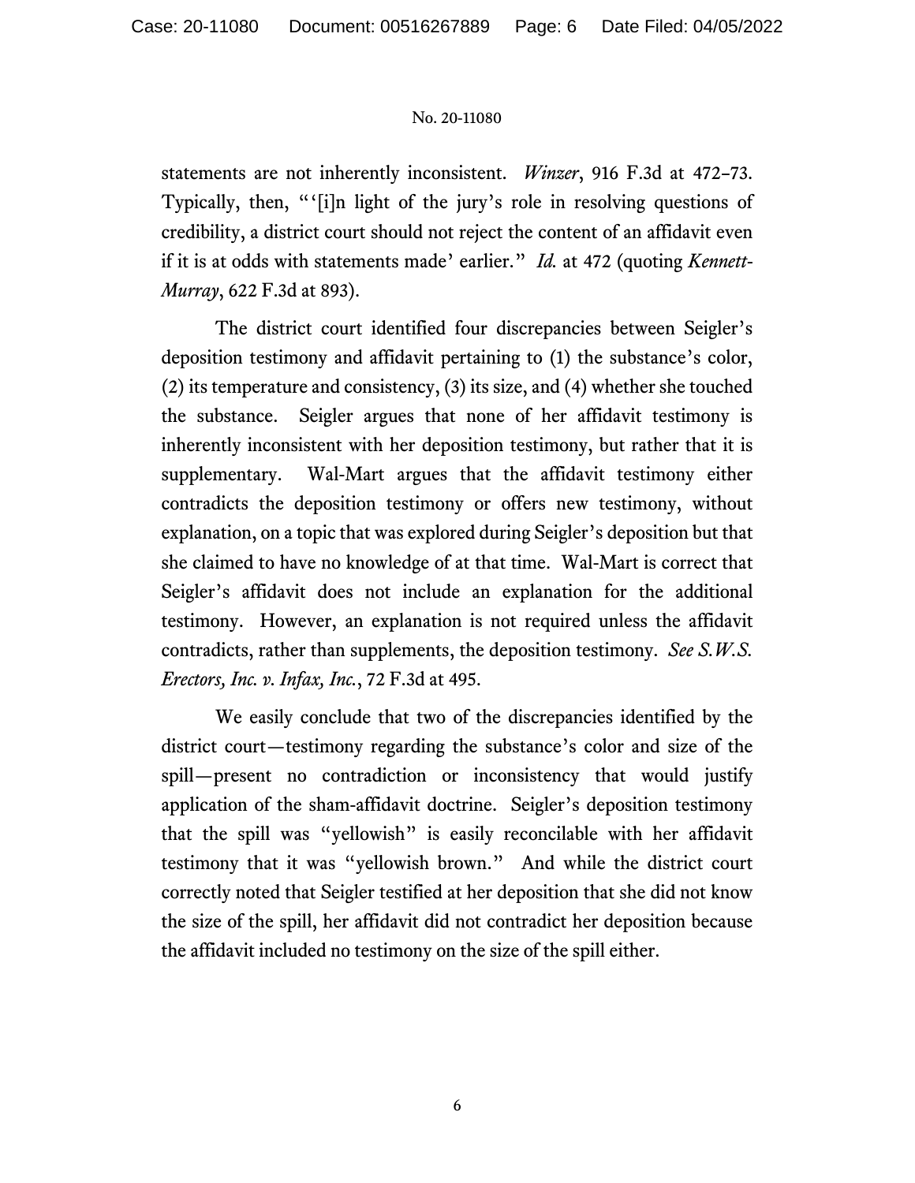statements are not inherently inconsistent. *Winzer*, 916 F.3d at 472–73. Typically, then, "'[i]n light of the jury's role in resolving questions of credibility, a district court should not reject the content of an affidavit even if it is at odds with statements made' earlier." *Id.* at 472 (quoting *Kennett-Murray*, 622 F.3d at 893).

The district court identified four discrepancies between Seigler's deposition testimony and affidavit pertaining to (1) the substance's color, (2) its temperature and consistency, (3) its size, and (4) whether she touched the substance. Seigler argues that none of her affidavit testimony is inherently inconsistent with her deposition testimony, but rather that it is supplementary. Wal-Mart argues that the affidavit testimony either contradicts the deposition testimony or offers new testimony, without explanation, on a topic that was explored during Seigler's deposition but that she claimed to have no knowledge of at that time. Wal-Mart is correct that Seigler's affidavit does not include an explanation for the additional testimony. However, an explanation is not required unless the affidavit contradicts, rather than supplements, the deposition testimony. *See S.W.S. Erectors, Inc. v. Infax, Inc.*, 72 F.3d at 495.

We easily conclude that two of the discrepancies identified by the district court—testimony regarding the substance's color and size of the spill—present no contradiction or inconsistency that would justify application of the sham-affidavit doctrine. Seigler's deposition testimony that the spill was "yellowish" is easily reconcilable with her affidavit testimony that it was "yellowish brown." And while the district court correctly noted that Seigler testified at her deposition that she did not know the size of the spill, her affidavit did not contradict her deposition because the affidavit included no testimony on the size of the spill either.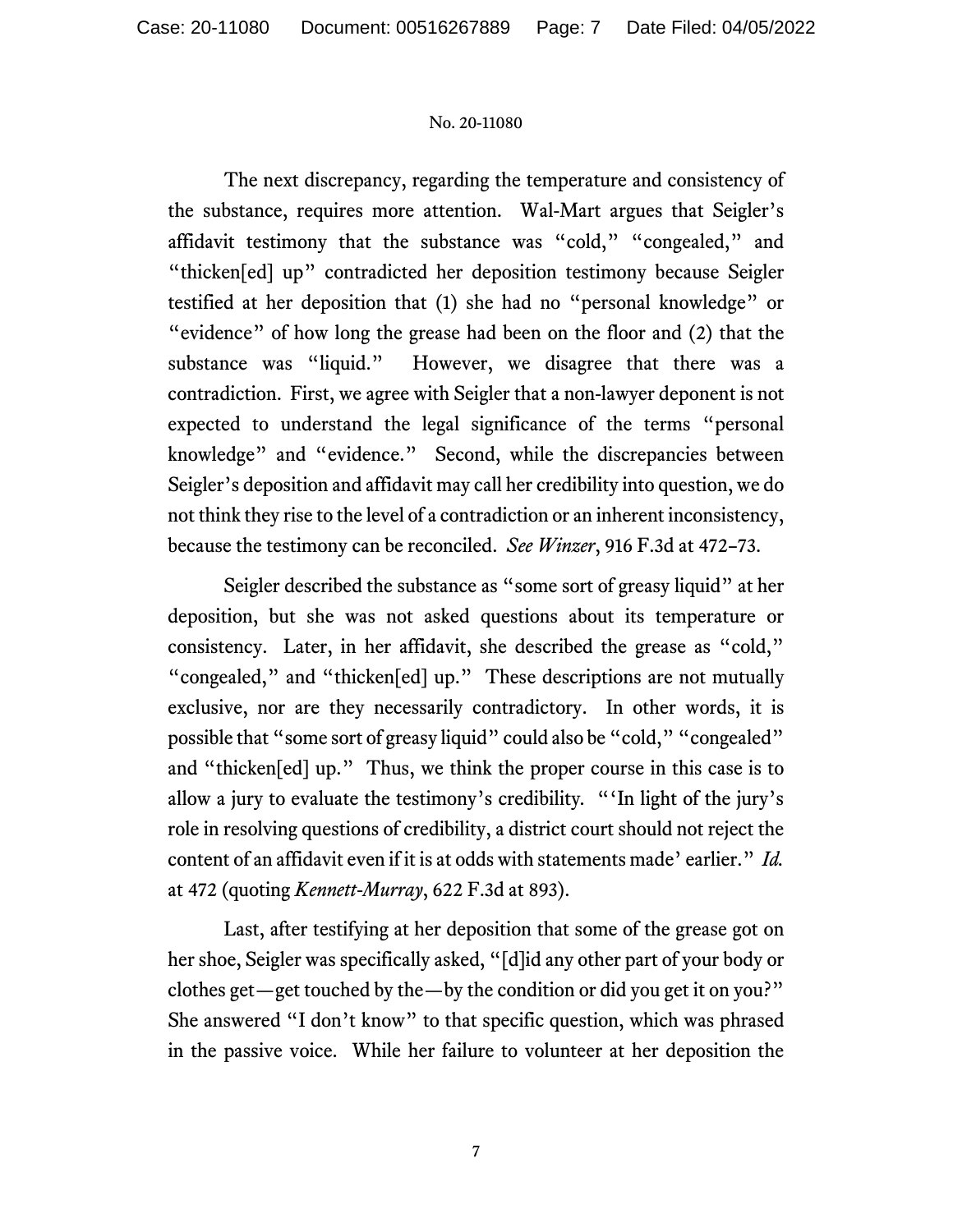The next discrepancy, regarding the temperature and consistency of the substance, requires more attention. Wal-Mart argues that Seigler's affidavit testimony that the substance was "cold," "congealed," and "thicken[ed] up" contradicted her deposition testimony because Seigler testified at her deposition that (1) she had no "personal knowledge" or "evidence" of how long the grease had been on the floor and (2) that the substance was "liquid." However, we disagree that there was a contradiction. First, we agree with Seigler that a non-lawyer deponent is not expected to understand the legal significance of the terms "personal knowledge" and "evidence." Second, while the discrepancies between Seigler's deposition and affidavit may call her credibility into question, we do not think they rise to the level of a contradiction or an inherent inconsistency, because the testimony can be reconciled. *See Winzer*, 916 F.3d at 472–73.

Seigler described the substance as "some sort of greasy liquid" at her deposition, but she was not asked questions about its temperature or consistency. Later, in her affidavit, she described the grease as "cold," "congealed," and "thicken[ed] up." These descriptions are not mutually exclusive, nor are they necessarily contradictory. In other words, it is possible that "some sort of greasy liquid" could also be "cold," "congealed" and "thicken[ed] up." Thus, we think the proper course in this case is to allow a jury to evaluate the testimony's credibility. "'In light of the jury's role in resolving questions of credibility, a district court should not reject the content of an affidavit even if it is at odds with statements made' earlier." *Id.* at 472 (quoting *Kennett-Murray*, 622 F.3d at 893).

Last, after testifying at her deposition that some of the grease got on her shoe, Seigler was specifically asked, "[d]id any other part of your body or clothes get—get touched by the—by the condition or did you get it on you?" She answered "I don't know" to that specific question, which was phrased in the passive voice. While her failure to volunteer at her deposition the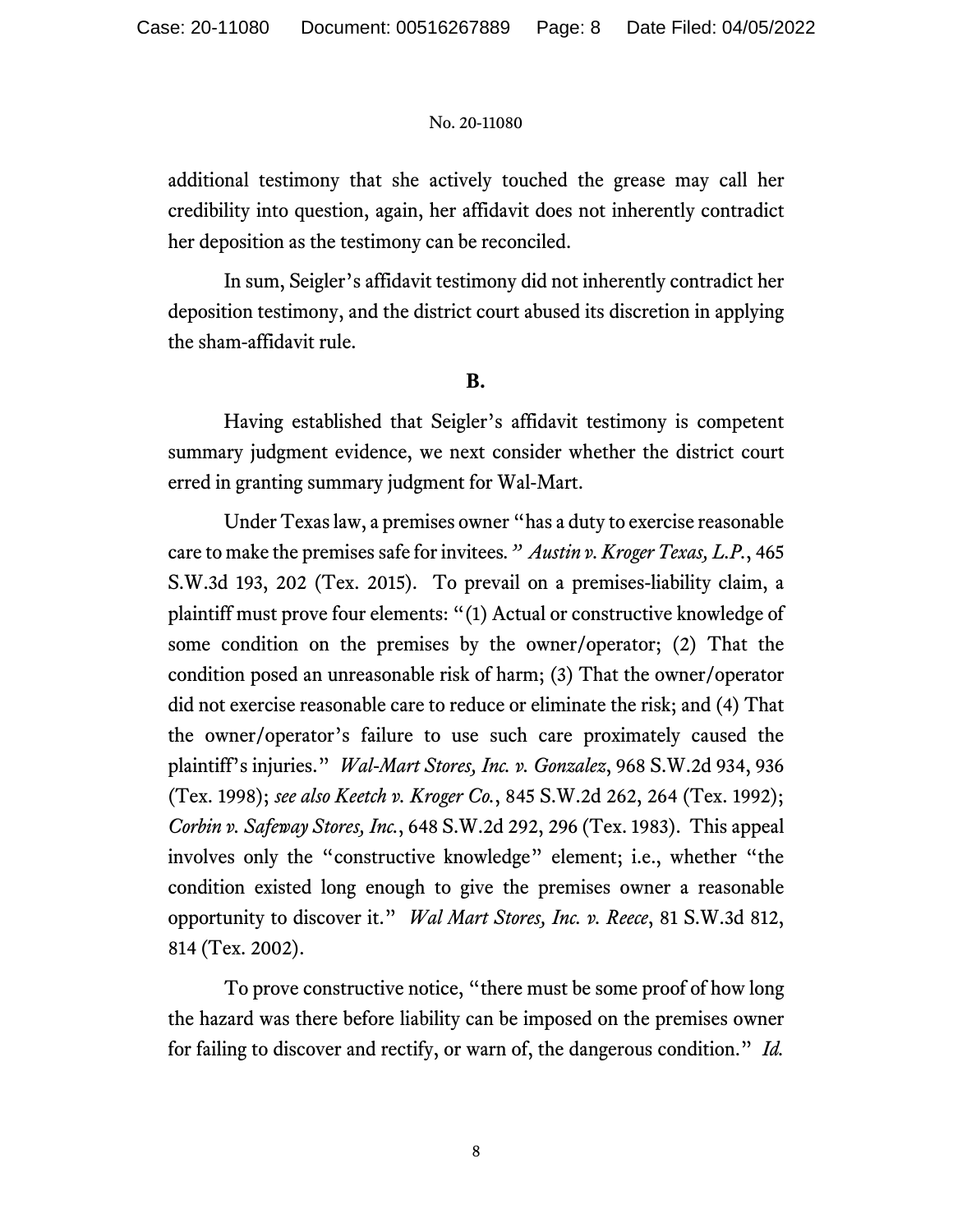additional testimony that she actively touched the grease may call her credibility into question, again, her affidavit does not inherently contradict her deposition as the testimony can be reconciled.

In sum, Seigler's affidavit testimony did not inherently contradict her deposition testimony, and the district court abused its discretion in applying the sham-affidavit rule.

**B.**

Having established that Seigler's affidavit testimony is competent summary judgment evidence, we next consider whether the district court erred in granting summary judgment for Wal-Mart.

Under Texas law, a premises owner "has a duty to exercise reasonable care to make the premises safe for invitees." *Austin v. Kroger Texas, L.P.*, 465 S.W.3d 193, 202 (Tex. 2015). To prevail on a premises-liability claim, a plaintiff must prove four elements: "(1) Actual or constructive knowledge of some condition on the premises by the owner/operator; (2) That the condition posed an unreasonable risk of harm; (3) That the owner/operator did not exercise reasonable care to reduce or eliminate the risk; and (4) That the owner/operator's failure to use such care proximately caused the plaintiff's injuries." *Wal-Mart Stores, Inc. v. Gonzalez*, 968 S.W.2d 934, 936 (Tex. 1998); *see also Keetch v. Kroger Co.*, 845 S.W.2d 262, 264 (Tex. 1992); *Corbin v. Safeway Stores, Inc.*, 648 S.W.2d 292, 296 (Tex. 1983). This appeal involves only the "constructive knowledge" element; i.e., whether "the condition existed long enough to give the premises owner a reasonable opportunity to discover it." *Wal Mart Stores, Inc. v. Reece*, 81 S.W.3d 812, 814 (Tex. 2002).

To prove constructive notice, "there must be some proof of how long the hazard was there before liability can be imposed on the premises owner for failing to discover and rectify, or warn of, the dangerous condition." *Id.*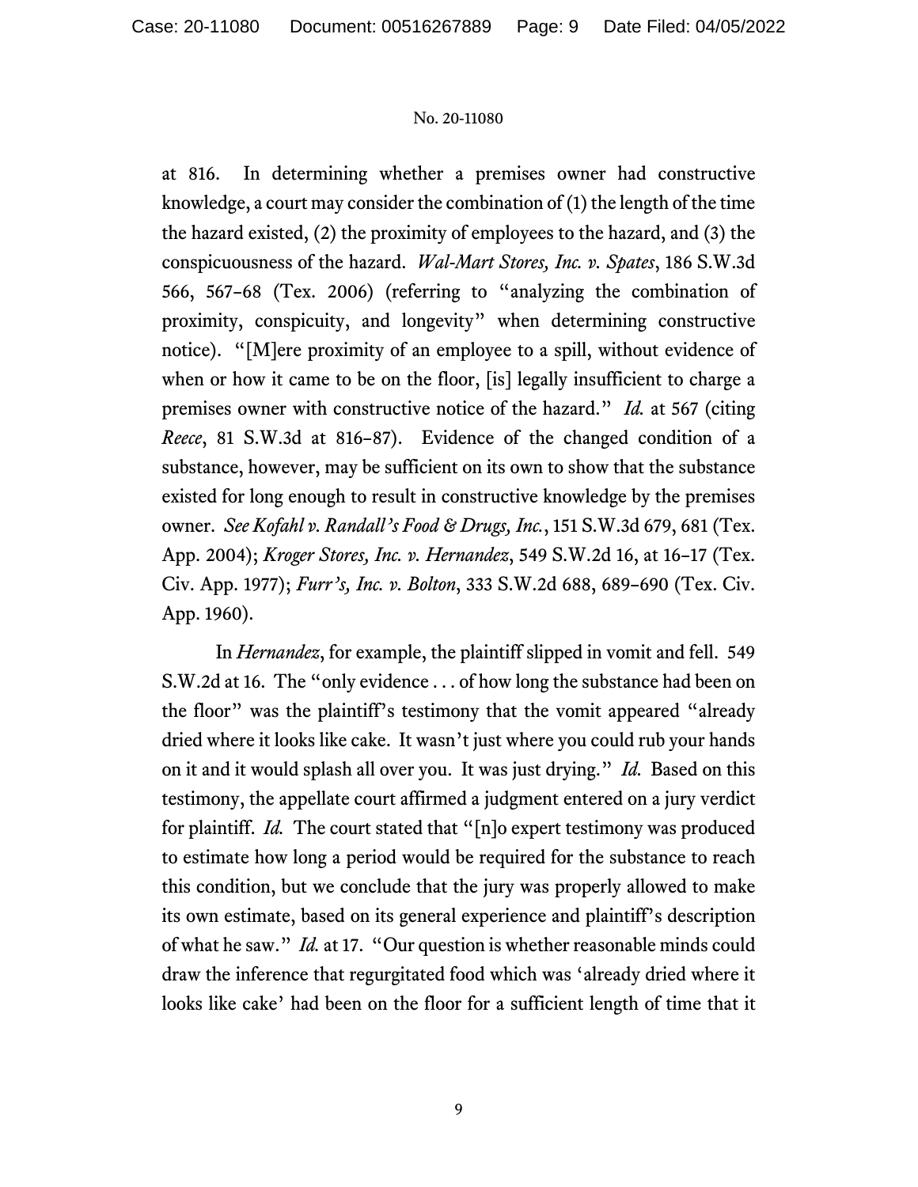at 816. In determining whether a premises owner had constructive knowledge, a court may consider the combination of (1) the length of the time the hazard existed, (2) the proximity of employees to the hazard, and (3) the conspicuousness of the hazard. *Wal-Mart Stores, Inc. v. Spates*, 186 S.W.3d 566, 567–68 (Tex. 2006) (referring to "analyzing the combination of proximity, conspicuity, and longevity" when determining constructive notice). "[M]ere proximity of an employee to a spill, without evidence of when or how it came to be on the floor, [is] legally insufficient to charge a premises owner with constructive notice of the hazard." *Id.* at 567 (citing *Reece*, 81 S.W.3d at 816–87). Evidence of the changed condition of a substance, however, may be sufficient on its own to show that the substance existed for long enough to result in constructive knowledge by the premises owner. *See Kofahl v. Randall's Food & Drugs, Inc.*, 151 S.W.3d 679, 681 (Tex. App. 2004); *Kroger Stores, Inc. v. Hernandez*, 549 S.W.2d 16, at 16–17 (Tex. Civ. App. 1977); *Furr's, Inc. v. Bolton*, 333 S.W.2d 688, 689–690 (Tex. Civ. App. 1960).

In *Hernandez*, for example, the plaintiff slipped in vomit and fell. 549 S.W.2d at 16. The "only evidence . . . of how long the substance had been on the floor" was the plaintiff's testimony that the vomit appeared "already dried where it looks like cake. It wasn't just where you could rub your hands on it and it would splash all over you. It was just drying." *Id.* Based on this testimony, the appellate court affirmed a judgment entered on a jury verdict for plaintiff. *Id.* The court stated that "[n]o expert testimony was produced to estimate how long a period would be required for the substance to reach this condition, but we conclude that the jury was properly allowed to make its own estimate, based on its general experience and plaintiff's description of what he saw." *Id.* at 17. "Our question is whether reasonable minds could draw the inference that regurgitated food which was 'already dried where it looks like cake' had been on the floor for a sufficient length of time that it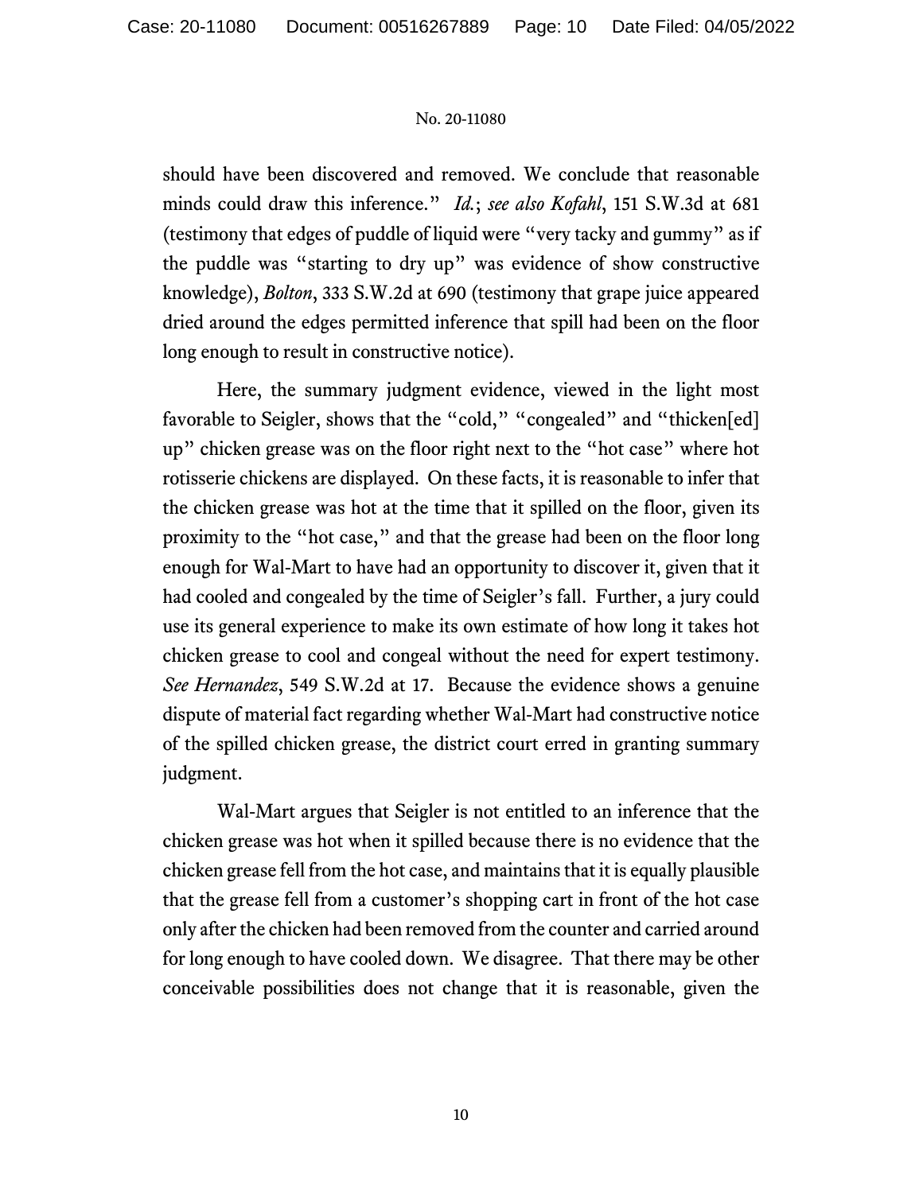should have been discovered and removed. We conclude that reasonable minds could draw this inference." *Id.*; *see also Kofahl*, 151 S.W.3d at 681 (testimony that edges of puddle of liquid were "very tacky and gummy" as if the puddle was "starting to dry up" was evidence of show constructive knowledge), *Bolton*, 333 S.W.2d at 690 (testimony that grape juice appeared dried around the edges permitted inference that spill had been on the floor long enough to result in constructive notice).

Here, the summary judgment evidence, viewed in the light most favorable to Seigler, shows that the "cold," "congealed" and "thicken[ed] up" chicken grease was on the floor right next to the "hot case" where hot rotisserie chickens are displayed. On these facts, it is reasonable to infer that the chicken grease was hot at the time that it spilled on the floor, given its proximity to the "hot case," and that the grease had been on the floor long enough for Wal-Mart to have had an opportunity to discover it, given that it had cooled and congealed by the time of Seigler's fall. Further, a jury could use its general experience to make its own estimate of how long it takes hot chicken grease to cool and congeal without the need for expert testimony. *See Hernandez*, 549 S.W.2d at 17. Because the evidence shows a genuine dispute of material fact regarding whether Wal-Mart had constructive notice of the spilled chicken grease, the district court erred in granting summary judgment.

Wal-Mart argues that Seigler is not entitled to an inference that the chicken grease was hot when it spilled because there is no evidence that the chicken grease fell from the hot case, and maintains that it is equally plausible that the grease fell from a customer's shopping cart in front of the hot case only after the chicken had been removed from the counter and carried around for long enough to have cooled down. We disagree. That there may be other conceivable possibilities does not change that it is reasonable, given the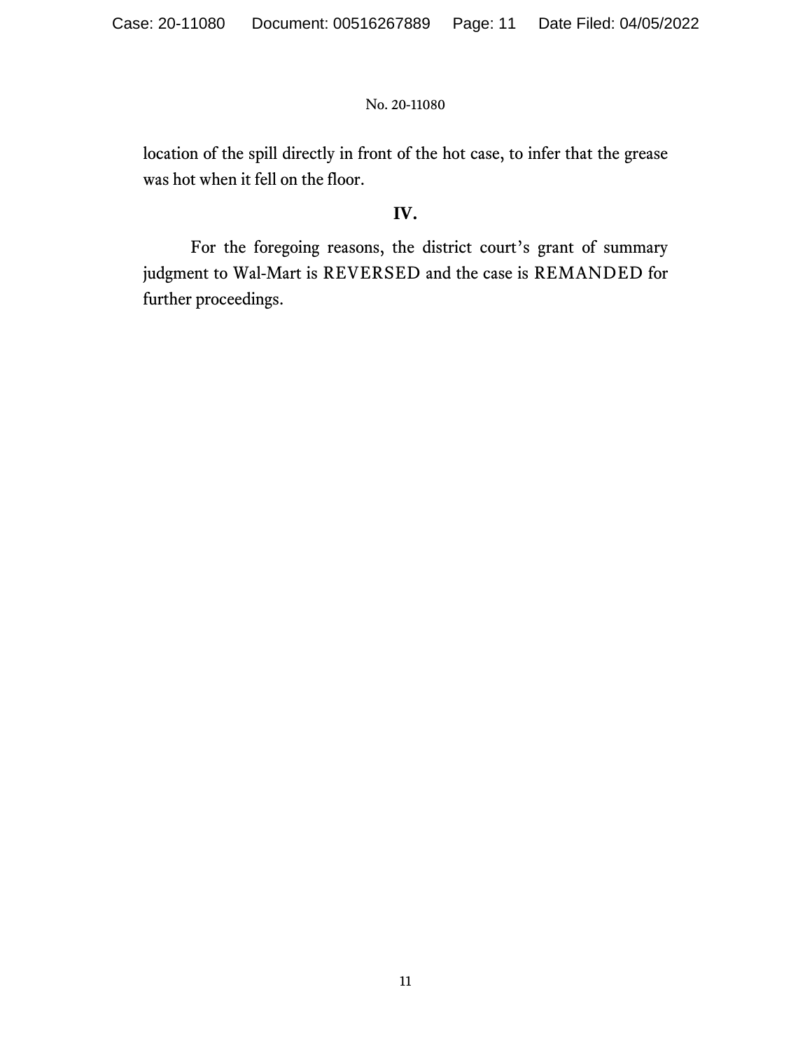location of the spill directly in front of the hot case, to infer that the grease was hot when it fell on the floor.

## IV.

For the foregoing reasons, the district court's grant of summary judgment to Wal-Mart is REVERSED and the case is REMANDED for further proceedings.